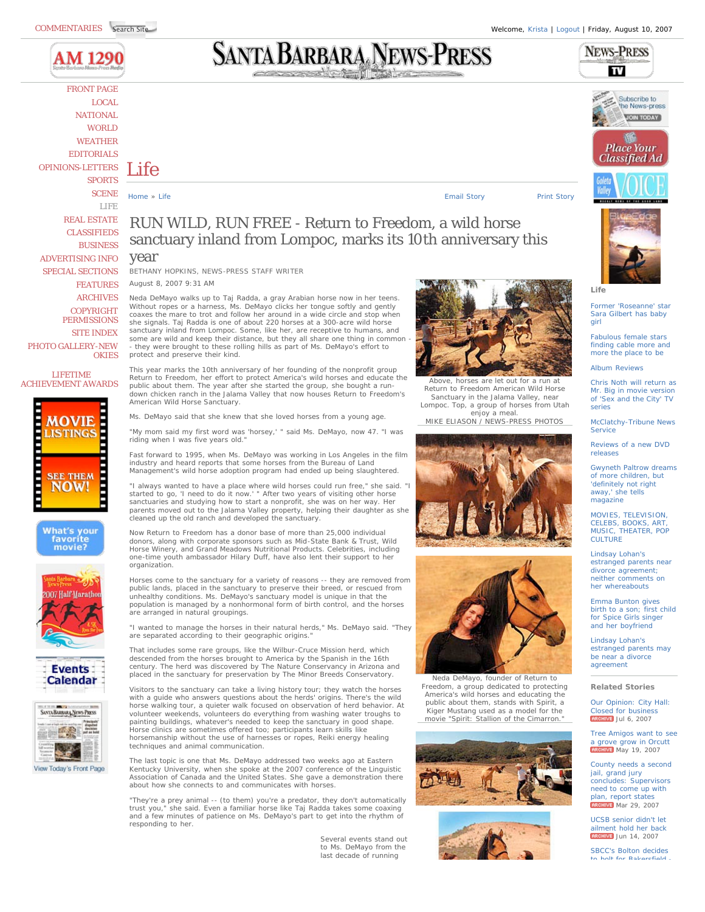# Life

Home » Life

Email Story | Print Story

## RUN WILD, RUN FREE - Return to Freedom, a wild horse sanctuary inland from Lompoc, marks its 10th anniversary this year

BETHANY HOPKINS, NEWS-PRESS STAFF WRITER

August 8, 2007 9:31 AM

Neda DeMayo walks up to Taj Radda, a gray Arabian horse now in her teens. Without ropes or a harness, Ms. DeMayo clicks her tongue softly and gently coaxes the mare to trot and follow her around in a wide circle and stop when she signals. Taj Radda is one of about 220 horses at a 300-acre wild horse sanctuary inland from Lompoc. Some, like her, are receptive to humans, and some are wild and keep their distance, but they all share one thing in common -- they were brought to these rolling hills as part of Ms. DeMayo's effort to protect and preserve their kind.

This year marks the 10th anniversary of her founding of the nonprofit group Return to Freedom, her effort to protect America's wild horses and educate the public about them. The year after she started the group, she bought a run-down chicken ranch in the Jalama Valley that now houses Return to Freedom's American Wild Horse Sanctuary.

Ms. DeMayo said that she knew that she loved horses from a young age.

"My mom said my first word was 'horsey,' " said Ms. DeMayo, now 47. "I was riding when I was five years old."

Fast forward to 1995, when Ms. DeMayo was working in Los Angeles in the film industry and heard reports that some horses from the Bureau of Land Management's wild horse adoption program had ended up being slaughtered.

"I always wanted to have a place where wild horses could run free," she said. "I started to go, 'I need to do it now.' " After two years of visiting other horse sanctuaries and studying how to start a nonprofit, she was on her way. Her parents moved out to the Jalama Valley property, helping their daughter as she cleaned up the old ranch and developed the sanctuary.

Now Return to Freedom has a donor base of more than 25,000 individual donors, along with corporate sponsors such as Mid-State Bank & Trust, Wild Horse Winery, and Grand Meadows Nutritional Products. Celebrities, including one-time youth ambassador Hilary Duff, have also lent their support to her organization.

Horses come to the sanctuary for a variety of reasons -- they are removed from public lands, placed in the sanctuary to preserve their breed, or rescued from unhealthy conditions. Ms. DeMayo's sanctuary model is unique in that the population is managed by a nonhormonal form of birth control, and the horses are arranged in natural groupings.

"I wanted to manage the horses in their natural herds," Ms. DeMayo said. "They are separated according to their geographic origins."

That includes some rare groups, like the Wilbur-Cruce Mission herd, which descended from the horses brought to America by the Spanish in the 16th century. The herd was discovered by The Nature Conservancy in Arizona and placed in the sanctuary for preservation by The Minor Breeds Conservatory.

Visitors to the sanctuary can take a living history tour; they watch the horses with a guide who answers questions about the herds' origins. There's the wild horse walking tour, a quieter walk focused on observation of herd behavior. At volunteer weekends, volunteers do everything from washing water troughs to painting buildings, whatever's needed to keep the sanctuary in good shape. Horse clinics are sometimes offered too; participants learn skills like horsemanship without the use of harnesses or ropes, Reiki energy healing techniques and animal communication.

The last topic is one that Ms. DeMayo addressed two weeks ago at Eastern Kentucky University, when she spoke at the 2007 conference of the Linguistic Association of Canada and the United States. She gave a demonstration there about how she connects to and communicates with horses.

"They're a prey animal -- (to them) you're a predator, they don't automatically trust you," she said. Even a familiar horse like Taj Radda takes some coaxing and a few minutes of patience on Ms. DeMayo's part to get into the rhythm of responding to her.

Several events stand out to Ms. DeMayo from the last decade of running

Above, horses are let out for a run at Return to Freedom American Wild Horse Sanctuary in the Jalama Valley, near Lompoc. Top, a group of horses from Utah enjoy a meal.
MIKE ELIASON / NEWS-PRESS PHOTOS

Neda DeMayo, founder of Return to Freedom, a group dedicated to protecting America's wild horses and educating the public about them, stands with Spirit, a Kiger Mustang used as a model for the movie "Spirit: Stallion of the Cimarron."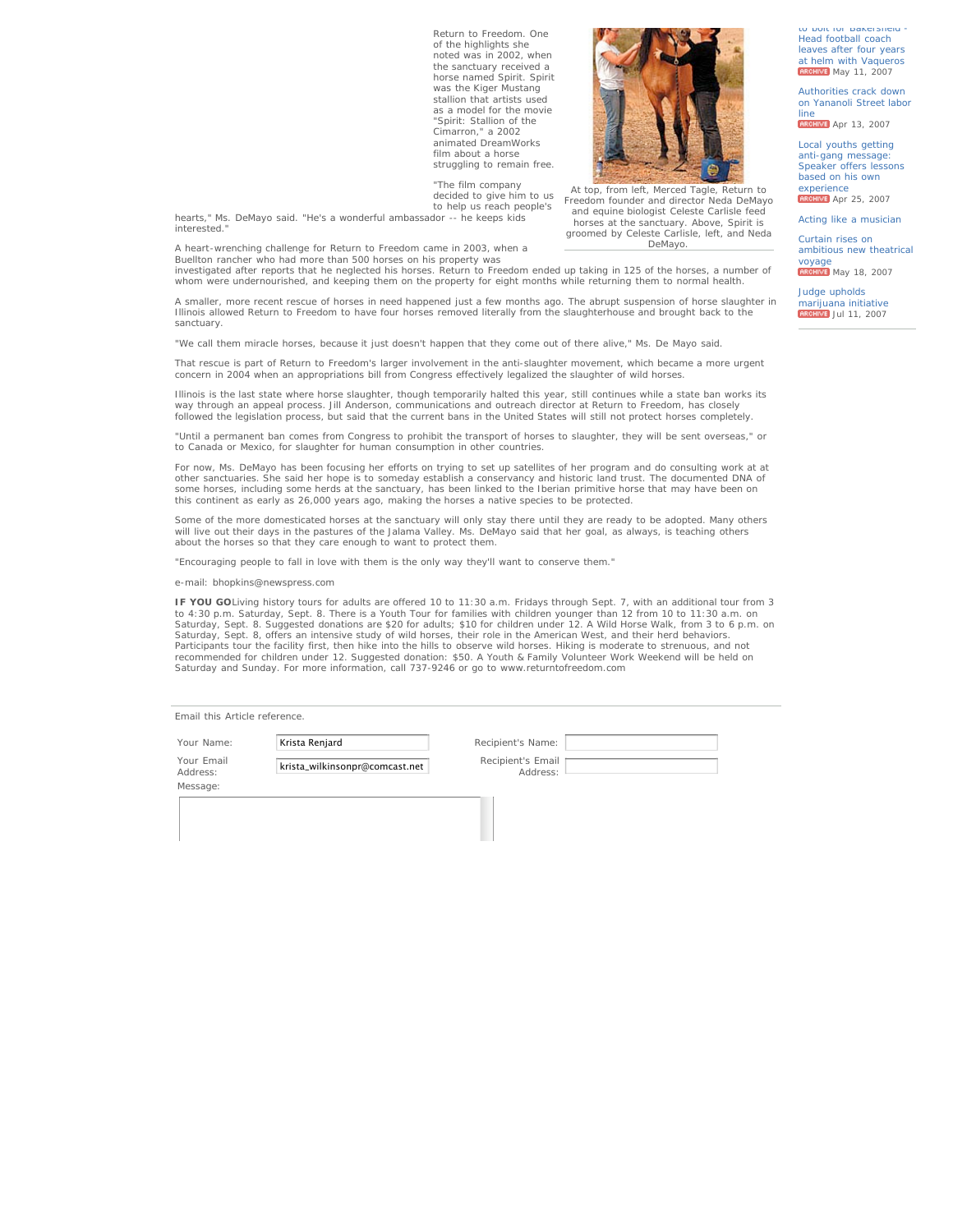Return to Freedom. One of the highlights she noted was in 2002, when the sanctuary received a horse named Spirit. Spirit was the Kiger Mustang stallion that artists used as a model for the movie "Spirit: Stallion of the Cimarron," a 2002 animated DreamWorks film about a horse struggling to remain free.

"The film company decided to give him to us to help us reach people's hearts," Ms. DeMayo said. "He's a wonderful ambassador -- he keeps kids interested."

At top, from left, Merced Tagle, Return to Freedom founder and director Neda DeMayo and equine biologist Celeste Carlisle feed horses at the sanctuary. Above, Spirit is groomed by Celeste Carlisle, left, and Neda DeMayo.

A heart-wrenching challenge for Return to Freedom came in 2003, when a Buellton rancher who had more than 500 horses on his property was investigated after reports that he neglected his horses. Return to Freedom ended up taking in 125 of the horses, a number of whom were undernourished, and keeping them on the property for eight months while returning them to normal health.

A smaller, more recent rescue of horses in need happened just a few months ago. The abrupt suspension of horse slaughter in Illinois allowed Return to Freedom to have four horses removed literally from the slaughterhouse and brought back to the sanctuary.

"We call them miracle horses, because it just doesn't happen that they come out of there alive," Ms. De Mayo said.

That rescue is part of Return to Freedom's larger involvement in the anti-slaughter movement, which became a more urgent concern in 2004 when an appropriations bill from Congress effectively legalized the slaughter of wild horses.

Illinois is the last state where horse slaughter, though temporarily halted this year, still continues while a state ban works its way through an appeal process. Jill Anderson, communications and outreach director at Return to Freedom, has closely followed the legislation process, but said that the current bans in the United States will still not protect horses completely.

"Until a permanent ban comes from Congress to prohibit the transport of horses to slaughter, they will be sent overseas," or to Canada or Mexico, for slaughter for human consumption in other countries.

For now, Ms. DeMayo has been focusing her efforts on trying to set up satellites of her program and do consulting work at at other sanctuaries. She said her hope is to someday establish a conservancy and historic land trust. The documented DNA of some horses, including some herds at the sanctuary, has been linked to the Iberian primitive horse that may have been on this continent as early as 26,000 years ago, making the horses a native species to be protected.

Some of the more domesticated horses at the sanctuary will only stay there until they are ready to be adopted. Many others will live out their days in the pastures of the Jalama Valley. Ms. DeMayo said that her goal, as always, is teaching others about the horses so that they care enough to want to protect them.

"Encouraging people to fall in love with them is the only way they'll want to conserve them."

e-mail: bhopkins@newspress.com

**IF YOU GO**Living history tours for adults are offered 10 to 11:30 a.m. Fridays through Sept. 7, with an additional tour from 3 to 4:30 p.m. Saturday, Sept. 8. There is a Youth Tour for families with children younger than 12 from 10 to 11:30 a.m. on Saturday, Sept. 8. Suggested donations are $20 for adults; $10 for children under 12. A Wild Horse Walk, from 3 to 6 p.m. on Saturday, Sept. 8, offers an intensive study of wild horses, their role in the American West, and their herd behaviors. Participants tour the facility first, then hike into the hills to observe wild horses. Hiking is moderate to strenuous, and not recommended for children under 12. Suggested donation: $50. A Youth & Family Volunteer Work Weekend will be held on Saturday and Sunday. For more information, call 737-9246 or go to www.returntofreedom.com

---

to bolt for Bakersfield - Head football coach leaves after four years at helm with Vaqueros ARCHIVE May 11, 2007

Authorities crack down on Yananoli Street labor line ARCHIVE Apr 13, 2007

Local youths getting anti-gang message: Speaker offers lessons based on his own experience ARCHIVE Apr 25, 2007

Acting like a musician

Curtain rises on ambitious new theatrical voyage ARCHIVE May 18, 2007

Judge upholds marijuana initiative ARCHIVE Jul 11, 2007

---

Email this Article reference.

Your Name: Krista Renjard

Your Email Address: krista_wilkinsonpr@comcast.net

Recipient's Name:

Recipient's Email Address:

Message: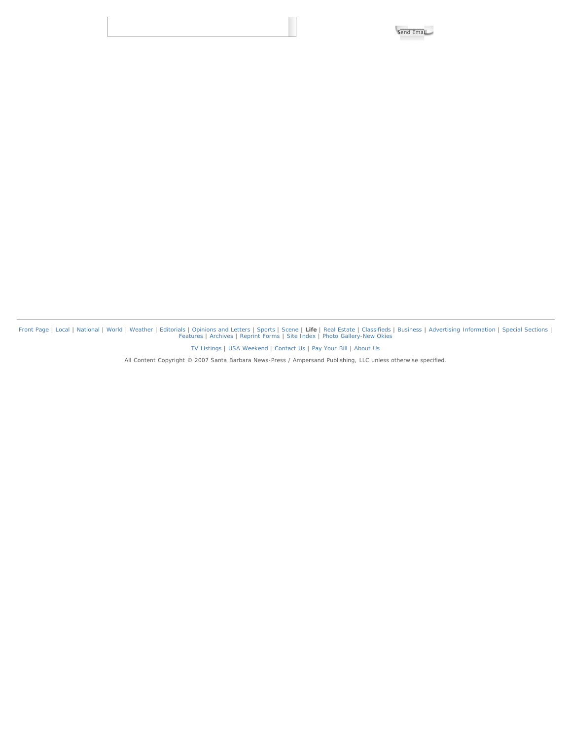Send Email

Front Page | Local | National | World | Weather | Editorials | Opinions and Letters | Sports | Scene | **Life** | Real Estate | Classifieds | Business | Advertising Information | Special Sections | Features | Archives | Reprint Forms | Site Index | Photo Gallery-New Okies

TV Listings | USA Weekend | Contact Us | Pay Your Bill | About Us

All Content Copyright © 2007 Santa Barbara News-Press / Ampersand Publishing, LLC unless otherwise specified.